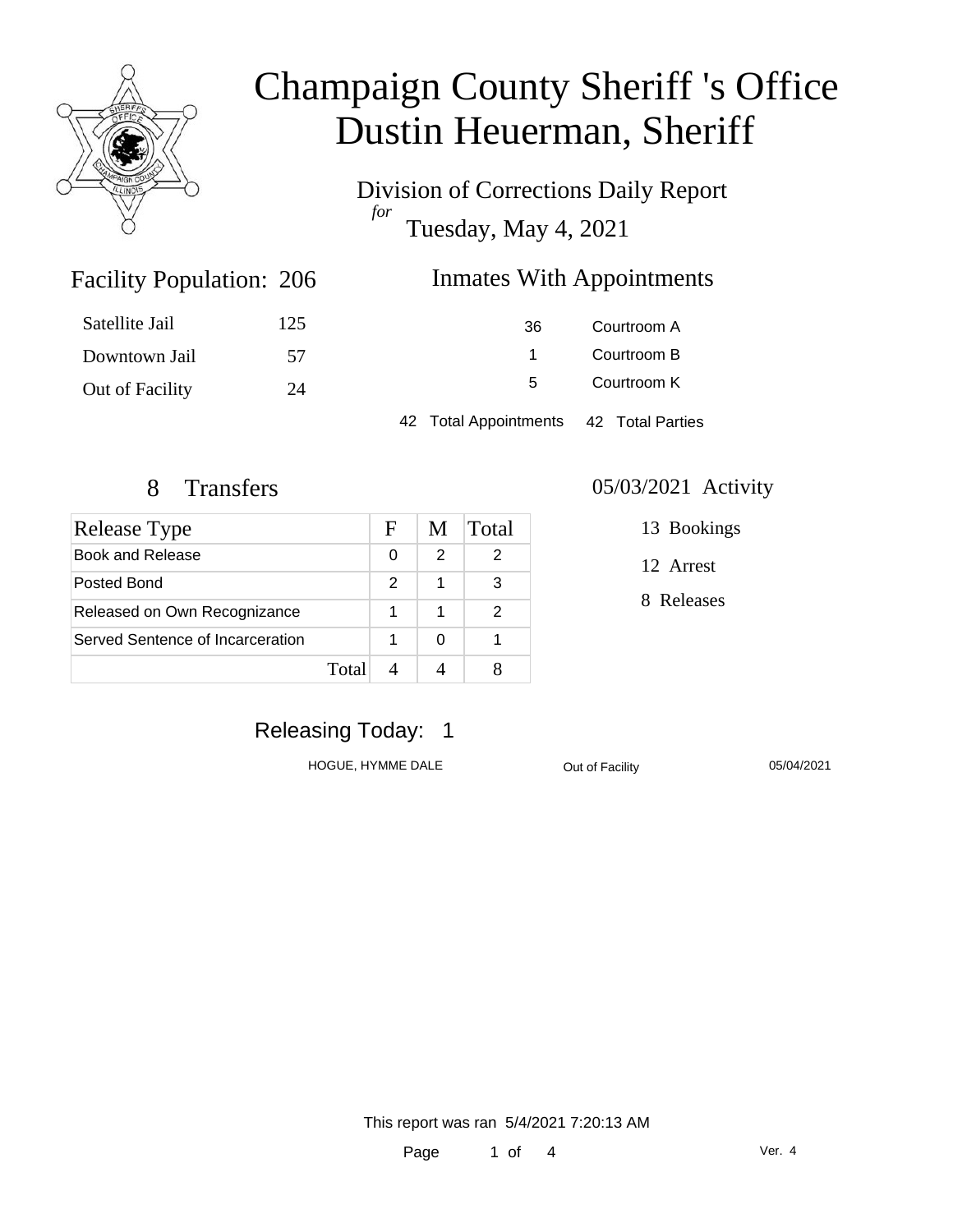# Champaign County Sheriff 's Office
# Dustin Heuerman, Sheriff

Division of Corrections Daily Report
*for*
Tuesday, May 4, 2021

## Facility Population: 206

| | |
|---|---|
| Satellite Jail | 125 |
| Downtown Jail | 57 |
| Out of Facility | 24 |

## Inmates With Appointments

| | |
|---|---|
| 36 | Courtroom A |
| 1 | Courtroom B |
| 5 | Courtroom K |

42 Total Appointments 42 Total Parties

## 8 Transfers

| Release Type | F | M | Total |
|---|---|---|---|
| Book and Release | 0 | 2 | 2 |
| Posted Bond | 2 | 1 | 3 |
| Released on Own Recognizance | 1 | 1 | 2 |
| Served Sentence of Incarceration | 1 | 0 | 1 |
| Total | 4 | 4 | 8 |

## 05/03/2021 Activity

13 Bookings

12 Arrest

8 Releases

## Releasing Today: 1

| | | |
|---|---|---|
| HOGUE, HYMME DALE | Out of Facility | 05/04/2021 |

This report was ran 5/4/2021 7:20:13 AM

Ver. 4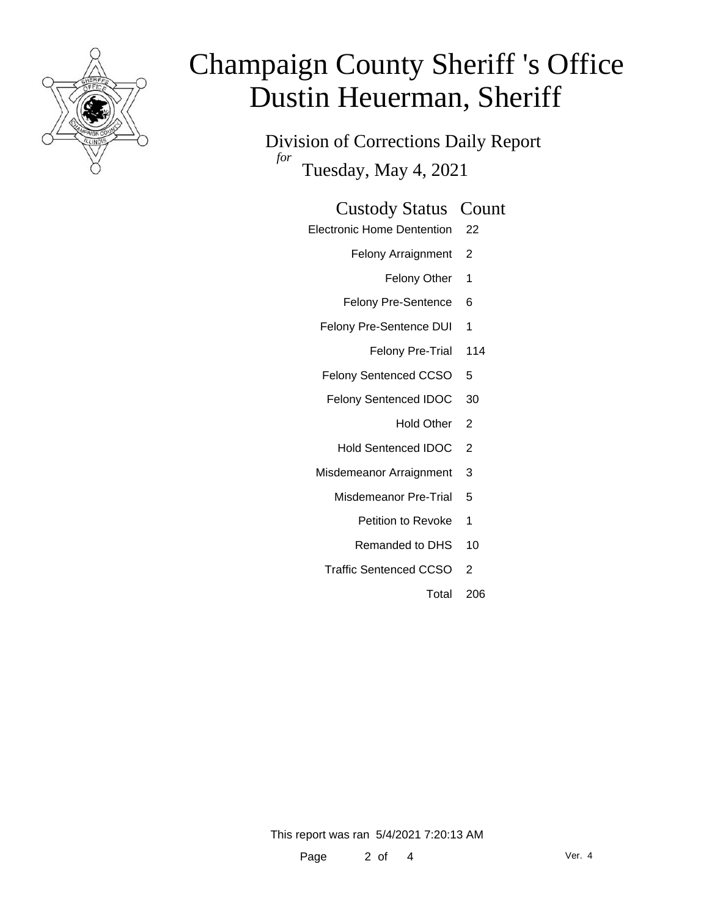# Champaign County Sheriff 's Office
# Dustin Heuerman, Sheriff

Division of Corrections Daily Report

*for* Tuesday, May 4, 2021

| Custody Status | Count |
|---|---|
| Electronic Home Dentention | 22 |
| Felony Arraignment | 2 |
| Felony Other | 1 |
| Felony Pre-Sentence | 6 |
| Felony Pre-Sentence DUI | 1 |
| Felony Pre-Trial | 114 |
| Felony Sentenced CCSO | 5 |
| Felony Sentenced IDOC | 30 |
| Hold Other | 2 |
| Hold Sentenced IDOC | 2 |
| Misdemeanor Arraignment | 3 |
| Misdemeanor Pre-Trial | 5 |
| Petition to Revoke | 1 |
| Remanded to DHS | 10 |
| Traffic Sentenced CCSO | 2 |
| Total | 206 |

This report was ran 5/4/2021 7:20:13 AM

Ver. 4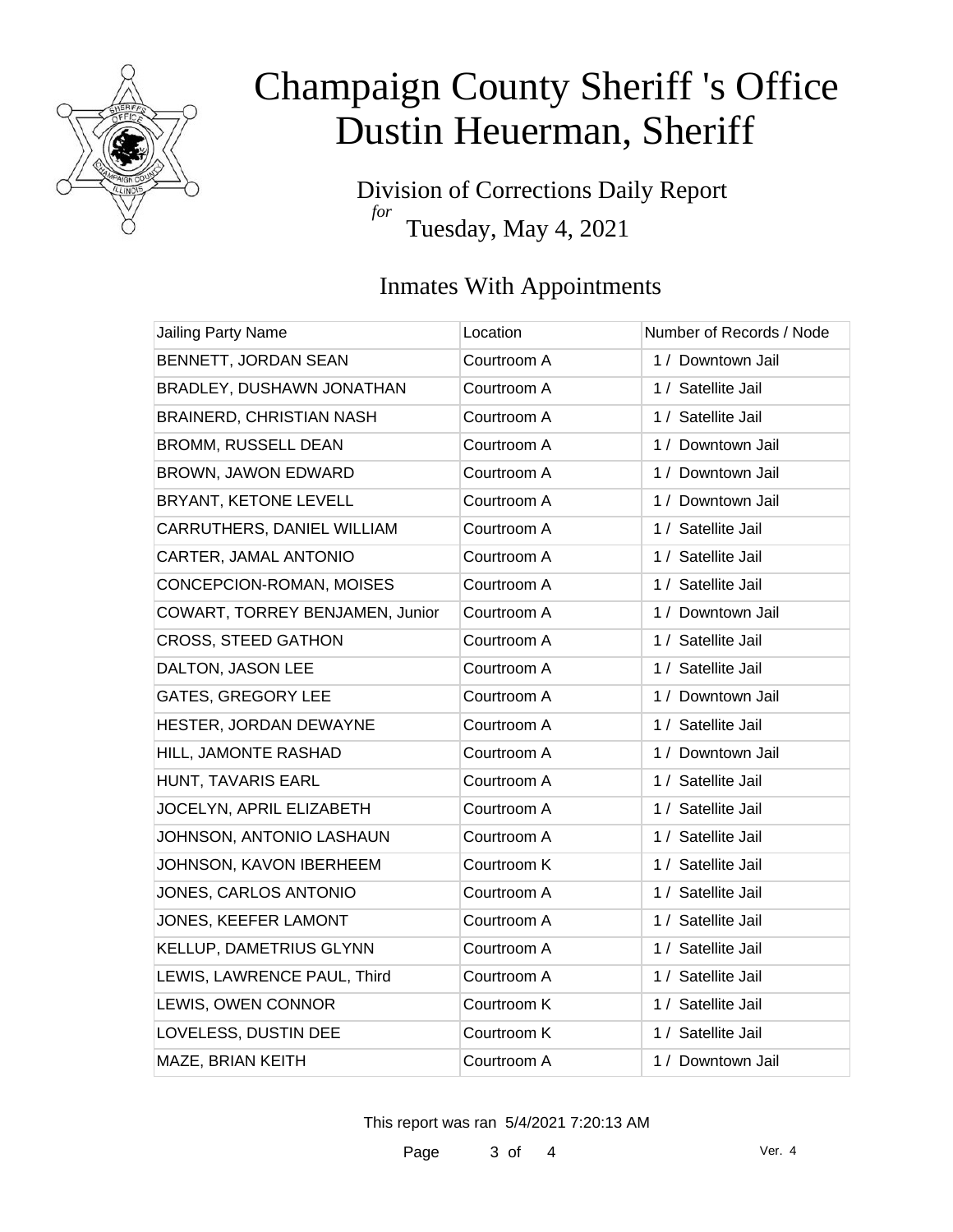# Champaign County Sheriff 's Office
# Dustin Heuerman, Sheriff

Division of Corrections Daily Report
*for*
Tuesday, May 4, 2021

## Inmates With Appointments

| Jailing Party Name | Location | Number of Records / Node |
|---|---|---|
| BENNETT, JORDAN SEAN | Courtroom A | 1 / Downtown Jail |
| BRADLEY, DUSHAWN JONATHAN | Courtroom A | 1 / Satellite Jail |
| BRAINERD, CHRISTIAN NASH | Courtroom A | 1 / Satellite Jail |
| BROMM, RUSSELL DEAN | Courtroom A | 1 / Downtown Jail |
| BROWN, JAWON EDWARD | Courtroom A | 1 / Downtown Jail |
| BRYANT, KETONE LEVELL | Courtroom A | 1 / Downtown Jail |
| CARRUTHERS, DANIEL WILLIAM | Courtroom A | 1 / Satellite Jail |
| CARTER, JAMAL ANTONIO | Courtroom A | 1 / Satellite Jail |
| CONCEPCION-ROMAN, MOISES | Courtroom A | 1 / Satellite Jail |
| COWART, TORREY BENJAMEN, Junior | Courtroom A | 1 / Downtown Jail |
| CROSS, STEED GATHON | Courtroom A | 1 / Satellite Jail |
| DALTON, JASON LEE | Courtroom A | 1 / Satellite Jail |
| GATES, GREGORY LEE | Courtroom A | 1 / Downtown Jail |
| HESTER, JORDAN DEWAYNE | Courtroom A | 1 / Satellite Jail |
| HILL, JAMONTE RASHAD | Courtroom A | 1 / Downtown Jail |
| HUNT, TAVARIS EARL | Courtroom A | 1 / Satellite Jail |
| JOCELYN, APRIL ELIZABETH | Courtroom A | 1 / Satellite Jail |
| JOHNSON, ANTONIO LASHAUN | Courtroom A | 1 / Satellite Jail |
| JOHNSON, KAVON IBERHEEM | Courtroom K | 1 / Satellite Jail |
| JONES, CARLOS ANTONIO | Courtroom A | 1 / Satellite Jail |
| JONES, KEEFER LAMONT | Courtroom A | 1 / Satellite Jail |
| KELLUP, DAMETRIUS GLYNN | Courtroom A | 1 / Satellite Jail |
| LEWIS, LAWRENCE PAUL, Third | Courtroom A | 1 / Satellite Jail |
| LEWIS, OWEN CONNOR | Courtroom K | 1 / Satellite Jail |
| LOVELESS, DUSTIN DEE | Courtroom K | 1 / Satellite Jail |
| MAZE, BRIAN KEITH | Courtroom A | 1 / Downtown Jail |

This report was ran 5/4/2021 7:20:13 AM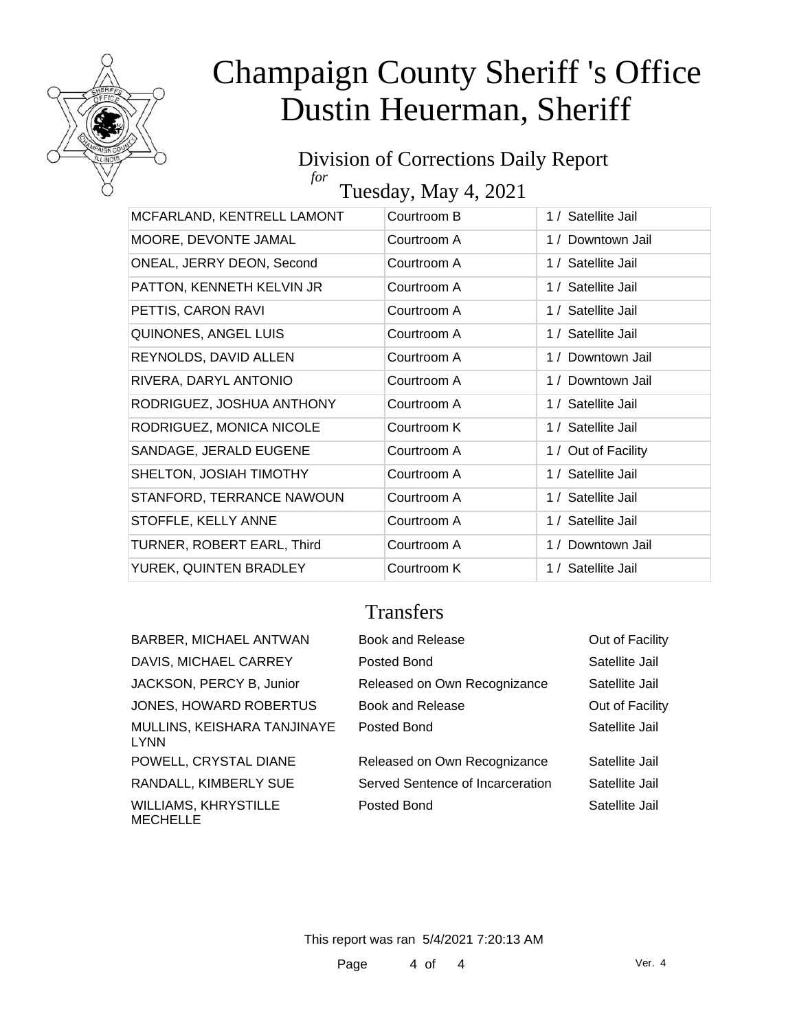# Champaign County Sheriff 's Office
# Dustin Heuerman, Sheriff

## Division of Corrections Daily Report
*for*
## Tuesday, May 4, 2021

| | | |
|---|---|---|
| MCFARLAND, KENTRELL LAMONT | Courtroom B | 1 / Satellite Jail |
| MOORE, DEVONTE JAMAL | Courtroom A | 1 / Downtown Jail |
| ONEAL, JERRY DEON, Second | Courtroom A | 1 / Satellite Jail |
| PATTON, KENNETH KELVIN JR | Courtroom A | 1 / Satellite Jail |
| PETTIS, CARON RAVI | Courtroom A | 1 / Satellite Jail |
| QUINONES, ANGEL LUIS | Courtroom A | 1 / Satellite Jail |
| REYNOLDS, DAVID ALLEN | Courtroom A | 1 / Downtown Jail |
| RIVERA, DARYL ANTONIO | Courtroom A | 1 / Downtown Jail |
| RODRIGUEZ, JOSHUA ANTHONY | Courtroom A | 1 / Satellite Jail |
| RODRIGUEZ, MONICA NICOLE | Courtroom K | 1 / Satellite Jail |
| SANDAGE, JERALD EUGENE | Courtroom A | 1 / Out of Facility |
| SHELTON, JOSIAH TIMOTHY | Courtroom A | 1 / Satellite Jail |
| STANFORD, TERRANCE NAWOUN | Courtroom A | 1 / Satellite Jail |
| STOFFLE, KELLY ANNE | Courtroom A | 1 / Satellite Jail |
| TURNER, ROBERT EARL, Third | Courtroom A | 1 / Downtown Jail |
| YUREK, QUINTEN BRADLEY | Courtroom K | 1 / Satellite Jail |

## Transfers

| | | |
|---|---|---|
| BARBER, MICHAEL ANTWAN | Book and Release | Out of Facility |
| DAVIS, MICHAEL CARREY | Posted Bond | Satellite Jail |
| JACKSON, PERCY B, Junior | Released on Own Recognizance | Satellite Jail |
| JONES, HOWARD ROBERTUS | Book and Release | Out of Facility |
| MULLINS, KEISHARA TANJINAYE LYNN | Posted Bond | Satellite Jail |
| POWELL, CRYSTAL DIANE | Released on Own Recognizance | Satellite Jail |
| RANDALL, KIMBERLY SUE | Served Sentence of Incarceration | Satellite Jail |
| WILLIAMS, KHRYSTILLE MECHELLE | Posted Bond | Satellite Jail |

This report was ran 5/4/2021 7:20:13 AM

Ver. 4